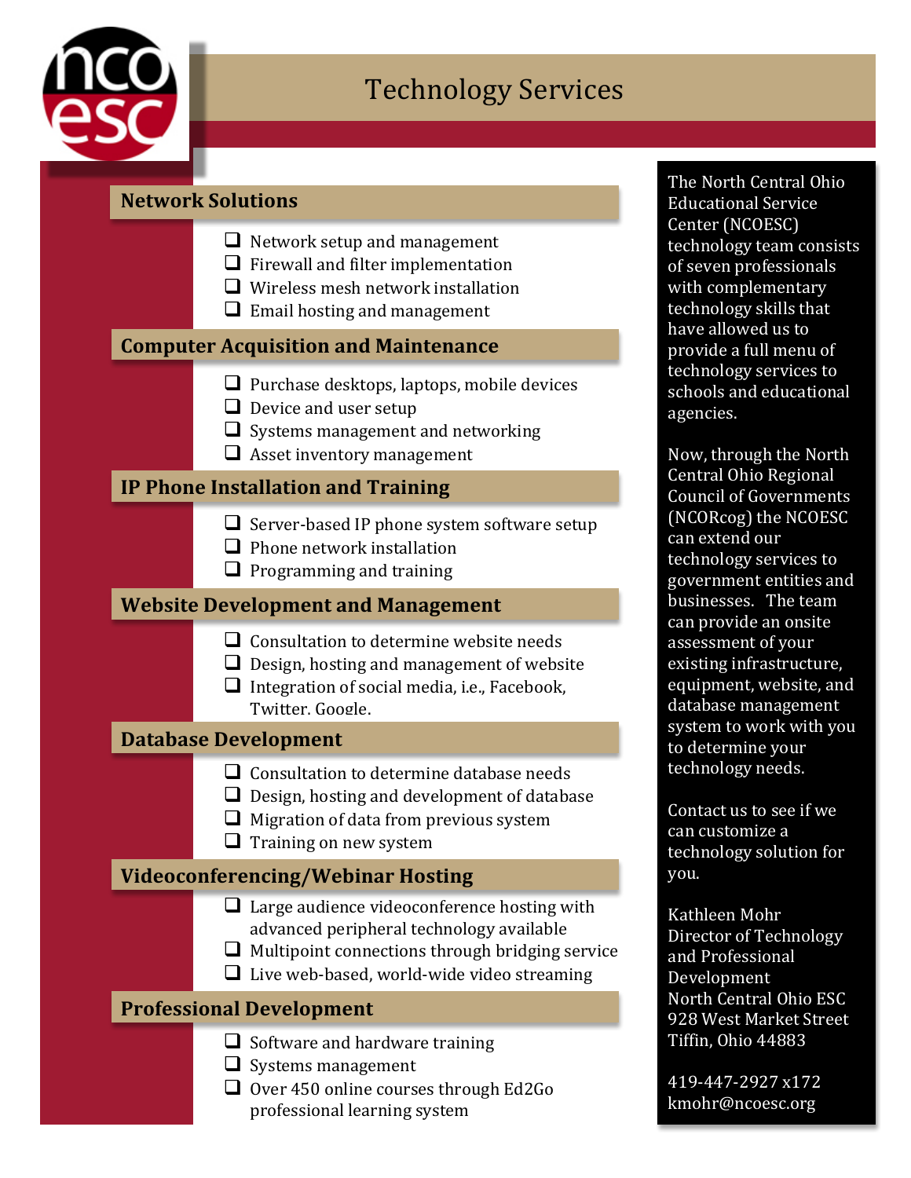# Technology Services

## Network Solutions

- Network setup and management
- Firewall and filter implementation
- Wireless mesh network installation
- Email hosting and management

## Computer Acquisition and Maintenance

- Purchase desktops, laptops, mobile devices
- Device and user setup
- Systems management and networking
- Asset inventory management

## IP Phone Installation and Training

- Server-based IP phone system software setup
- Phone network installation
- Programming and training

## Website Development and Management

- Consultation to determine website needs
- Design, hosting and management of website
- Integration of social media, i.e., Facebook, Twitter, Google.

## Database Development

- Consultation to determine database needs
- Design, hosting and development of database
- Migration of data from previous system
- Training on new system

## Videoconferencing/Webinar Hosting

- Large audience videoconference hosting with advanced peripheral technology available
- Multipoint connections through bridging service
- Live web-based, world-wide video streaming

## Professional Development

- Software and hardware training
- Systems management
- Over 450 online courses through Ed2Go professional learning system

The North Central Ohio Educational Service Center (NCOESC) technology team consists of seven professionals with complementary technology skills that have allowed us to provide a full menu of technology services to schools and educational agencies.

Now, through the North Central Ohio Regional Council of Governments (NCORcog) the NCOESC can extend our technology services to government entities and businesses. The team can provide an onsite assessment of your existing infrastructure, equipment, website, and database management system to work with you to determine your technology needs.

Contact us to see if we can customize a technology solution for you.

Kathleen Mohr
Director of Technology and Professional Development
North Central Ohio ESC
928 West Market Street
Tiffin, Ohio 44883

419-447-2927 x172
kmohr@ncoesc.org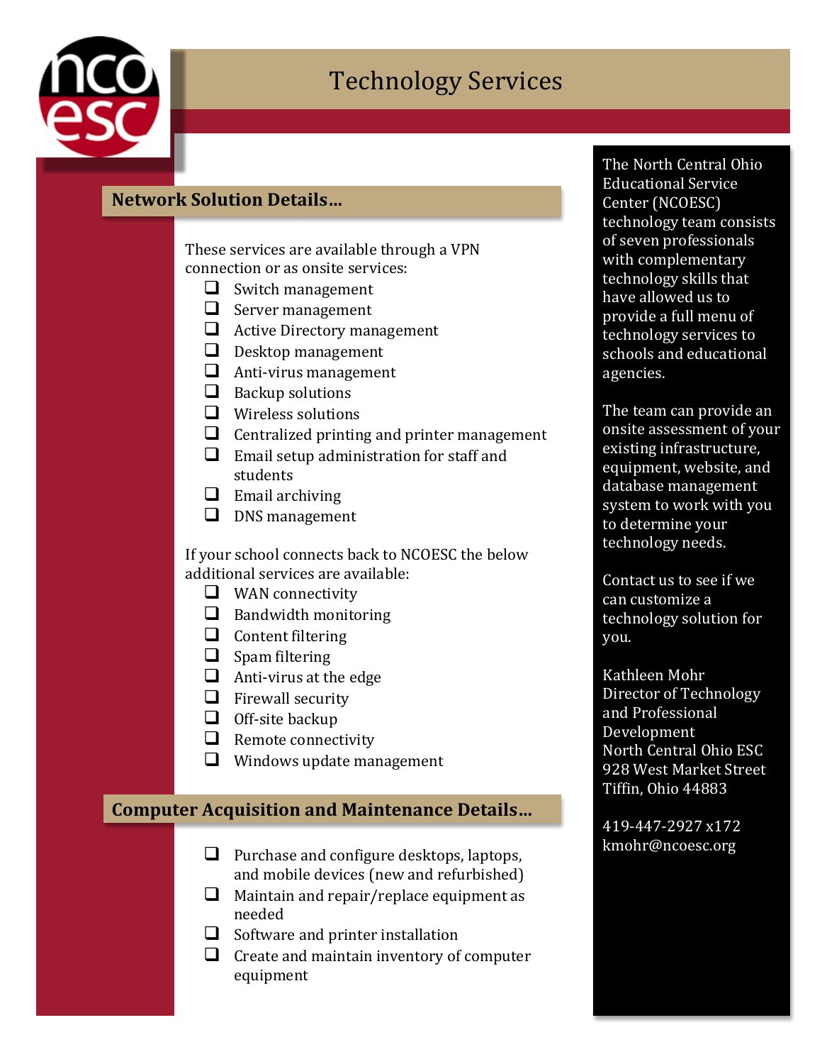# Technology Services

## Network Solution Details…

These services are available through a VPN connection or as onsite services:

- Switch management
- Server management
- Active Directory management
- Desktop management
- Anti-virus management
- Backup solutions
- Wireless solutions
- Centralized printing and printer management
- Email setup administration for staff and students
- Email archiving
- DNS management

If your school connects back to NCOESC the below additional services are available:

- WAN connectivity
- Bandwidth monitoring
- Content filtering
- Spam filtering
- Anti-virus at the edge
- Firewall security
- Off-site backup
- Remote connectivity
- Windows update management

## Computer Acquisition and Maintenance Details…

- Purchase and configure desktops, laptops, and mobile devices (new and refurbished)
- Maintain and repair/replace equipment as needed
- Software and printer installation
- Create and maintain inventory of computer equipment

The North Central Ohio Educational Service Center (NCOESC) technology team consists of seven professionals with complementary technology skills that have allowed us to provide a full menu of technology services to schools and educational agencies.

The team can provide an onsite assessment of your existing infrastructure, equipment, website, and database management system to work with you to determine your technology needs.

Contact us to see if we can customize a technology solution for you.

Kathleen Mohr
Director of Technology and Professional Development
North Central Ohio ESC
928 West Market Street
Tiffin, Ohio 44883

419-447-2927 x172
kmohr@ncoesc.org